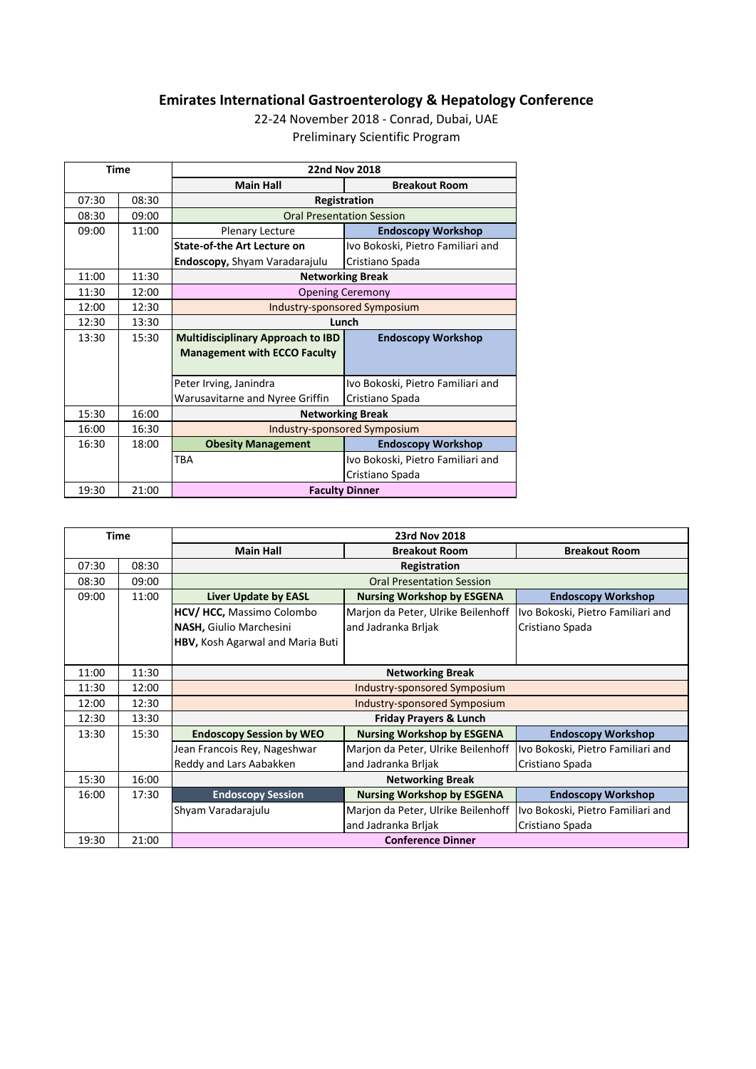# Emirates International Gastroenterology & Hepatology Conference

22-24 November 2018 - Conrad, Dubai, UAE

Preliminary Scientific Program

| Time | | 22nd Nov 2018 | |
|---|---|---|---|
| | | **Main Hall** | **Breakout Room** |
| 07:30 | 08:30 | **Registration** | |
| 08:30 | 09:00 | Oral Presentation Session | |
| 09:00 | 11:00 | Plenary Lecture<br>**State-of-the Art Lecture on Endoscopy,** Shyam Varadarajulu | **Endoscopy Workshop**<br>Ivo Bokoski, Pietro Familiari and Cristiano Spada |
| 11:00 | 11:30 | **Networking Break** | |
| 11:30 | 12:00 | Opening Ceremony | |
| 12:00 | 12:30 | Industry-sponsored Symposium | |
| 12:30 | 13:30 | **Lunch** | |
| 13:30 | 15:30 | **Multidisciplinary Approach to IBD Management with ECCO Faculty**<br>Peter Irving, Janindra Warusavitarne and Nyree Griffin | **Endoscopy Workshop**<br>Ivo Bokoski, Pietro Familiari and Cristiano Spada |
| 15:30 | 16:00 | **Networking Break** | |
| 16:00 | 16:30 | Industry-sponsored Symposium | |
| 16:30 | 18:00 | **Obesity Management**<br>TBA | **Endoscopy Workshop**<br>Ivo Bokoski, Pietro Familiari and Cristiano Spada |
| 19:30 | 21:00 | **Faculty Dinner** | |

| Time | | 23rd Nov 2018 | | |
|---|---|---|---|---|
| | | **Main Hall** | **Breakout Room** | **Breakout Room** |
| 07:30 | 08:30 | **Registration** | | |
| 08:30 | 09:00 | Oral Presentation Session | | |
| 09:00 | 11:00 | **Liver Update by EASL**<br>**HCV/ HCC,** Massimo Colombo<br>**NASH,** Giulio Marchesini<br>**HBV,** Kosh Agarwal and Maria Buti | **Nursing Workshop by ESGENA**<br>Marjon da Peter, Ulrike Beilenhoff and Jadranka Brljak | **Endoscopy Workshop**<br>Ivo Bokoski, Pietro Familiari and Cristiano Spada |
| 11:00 | 11:30 | **Networking Break** | | |
| 11:30 | 12:00 | Industry-sponsored Symposium | | |
| 12:00 | 12:30 | Industry-sponsored Symposium | | |
| 12:30 | 13:30 | **Friday Prayers & Lunch** | | |
| 13:30 | 15:30 | **Endoscopy Session by WEO**<br>Jean Francois Rey, Nageshwar Reddy and Lars Aabakken | **Nursing Workshop by ESGENA**<br>Marjon da Peter, Ulrike Beilenhoff and Jadranka Brljak | **Endoscopy Workshop**<br>Ivo Bokoski, Pietro Familiari and Cristiano Spada |
| 15:30 | 16:00 | **Networking Break** | | |
| 16:00 | 17:30 | **Endoscopy Session**<br>Shyam Varadarajulu | **Nursing Workshop by ESGENA**<br>Marjon da Peter, Ulrike Beilenhoff and Jadranka Brljak | **Endoscopy Workshop**<br>Ivo Bokoski, Pietro Familiari and Cristiano Spada |
| 19:30 | 21:00 | **Conference Dinner** | | |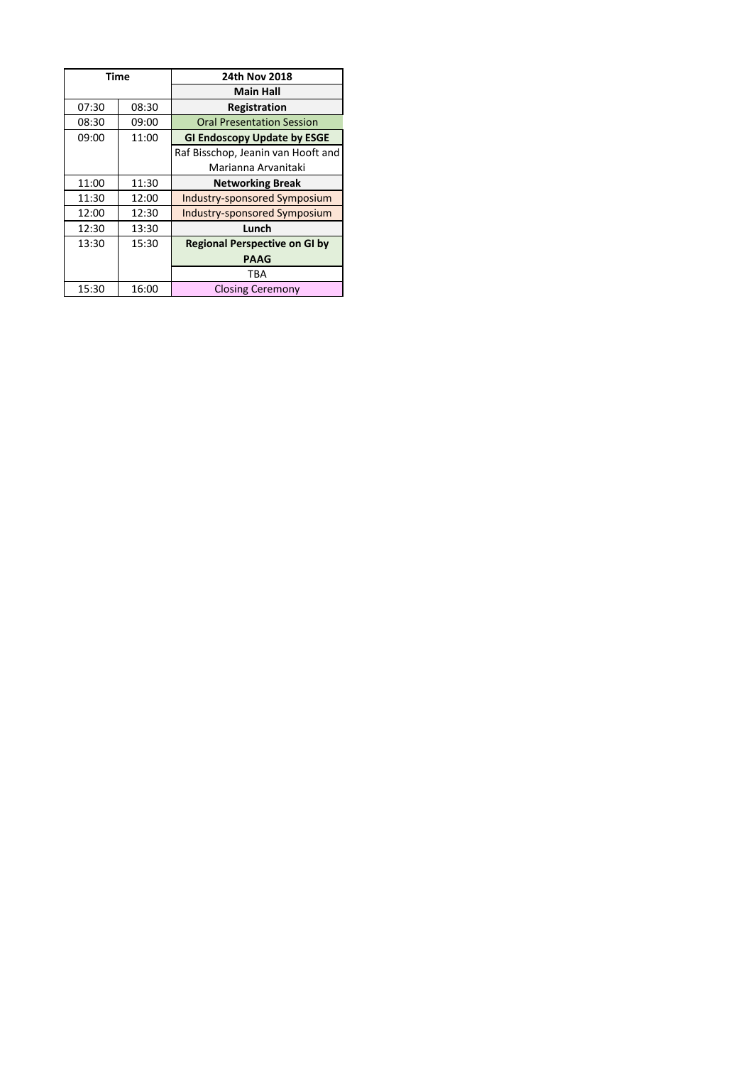| Time | | 24th Nov 2018 |
|---|---|---|
| | | **Main Hall** |
| 07:30 | 08:30 | **Registration** |
| 08:30 | 09:00 | Oral Presentation Session |
| 09:00 | 11:00 | **GI Endoscopy Update by ESGE** |
| | | Raf Bisschop, Jeanin van Hooft and Marianna Arvanitaki |
| 11:00 | 11:30 | **Networking Break** |
| 11:30 | 12:00 | Industry-sponsored Symposium |
| 12:00 | 12:30 | Industry-sponsored Symposium |
| 12:30 | 13:30 | **Lunch** |
| 13:30 | 15:30 | **Regional Perspective on GI by PAAG** |
| | | TBA |
| 15:30 | 16:00 | Closing Ceremony |